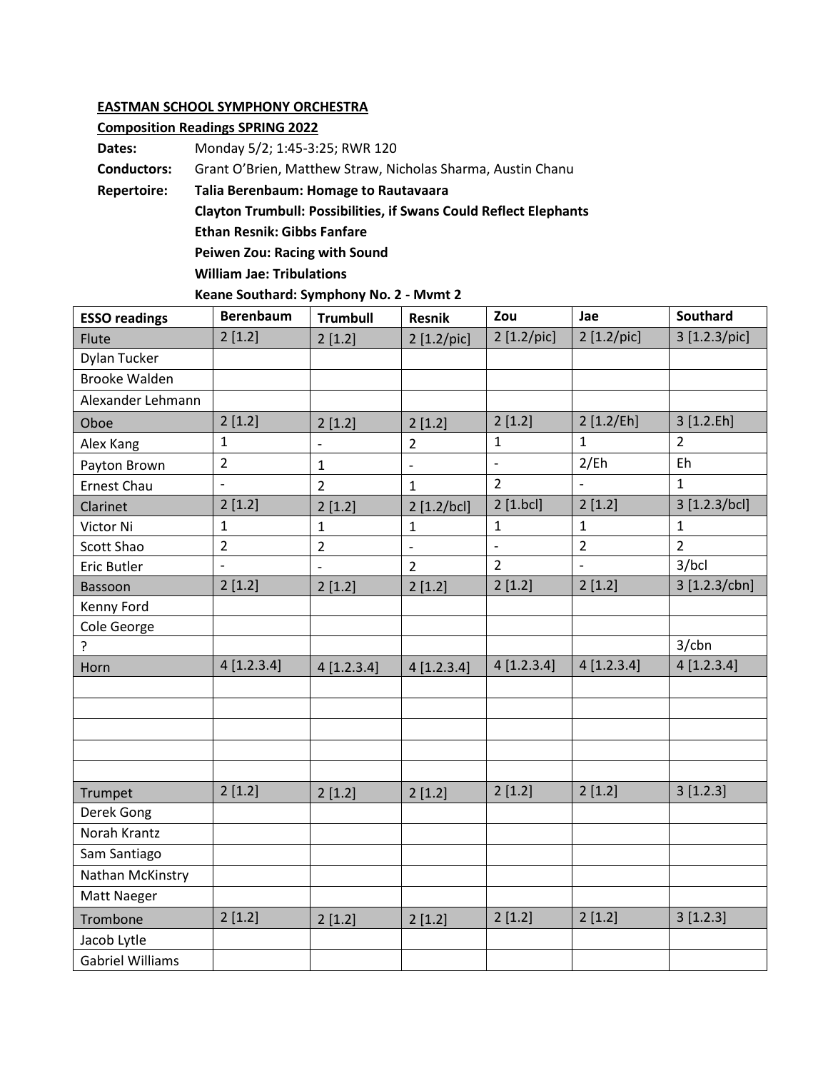**EASTMAN SCHOOL SYMPHONY ORCHESTRA**

**Composition Readings SPRING 2022**

**Dates:** Monday 5/2; 1:45-3:25; RWR 120

**Conductors:** Grant O'Brien, Matthew Straw, Nicholas Sharma, Austin Chanu

**Repertoire:** **Talia Berenbaum: Homage to Rautavaara**

**Clayton Trumbull: Possibilities, if Swans Could Reflect Elephants**

**Ethan Resnik: Gibbs Fanfare**

**Peiwen Zou: Racing with Sound**

**William Jae: Tribulations**

**Keane Southard: Symphony No. 2 - Mvmt 2**

| ESSO readings | Berenbaum | Trumbull | Resnik | Zou | Jae | Southard |
|---|---|---|---|---|---|---|
| Flute | 2 [1.2] | 2 [1.2] | 2 [1.2/pic] | 2 [1.2/pic] | 2 [1.2/pic] | 3 [1.2.3/pic] |
| Dylan Tucker | | | | | | |
| Brooke Walden | | | | | | |
| Alexander Lehmann | | | | | | |
| Oboe | 2 [1.2] | 2 [1.2] | 2 [1.2] | 2 [1.2] | 2 [1.2/Eh] | 3 [1.2.Eh] |
| Alex Kang | 1 | - | 2 | 1 | 1 | 2 |
| Payton Brown | 2 | 1 | - | - | 2/Eh | Eh |
| Ernest Chau | - | 2 | 1 | 2 | - | 1 |
| Clarinet | 2 [1.2] | 2 [1.2] | 2 [1.2/bcl] | 2 [1.bcl] | 2 [1.2] | 3 [1.2.3/bcl] |
| Victor Ni | 1 | 1 | 1 | 1 | 1 | 1 |
| Scott Shao | 2 | 2 | - | - | 2 | 2 |
| Eric Butler | - | - | 2 | 2 | - | 3/bcl |
| Bassoon | 2 [1.2] | 2 [1.2] | 2 [1.2] | 2 [1.2] | 2 [1.2] | 3 [1.2.3/cbn] |
| Kenny Ford | | | | | | |
| Cole George | | | | | | |
| ? | | | | | | 3/cbn |
| Horn | 4 [1.2.3.4] | 4 [1.2.3.4] | 4 [1.2.3.4] | 4 [1.2.3.4] | 4 [1.2.3.4] | 4 [1.2.3.4] |
| | | | | | | |
| | | | | | | |
| | | | | | | |
| | | | | | | |
| | | | | | | |
| Trumpet | 2 [1.2] | 2 [1.2] | 2 [1.2] | 2 [1.2] | 2 [1.2] | 3 [1.2.3] |
| Derek Gong | | | | | | |
| Norah Krantz | | | | | | |
| Sam Santiago | | | | | | |
| Nathan McKinstry | | | | | | |
| Matt Naeger | | | | | | |
| Trombone | 2 [1.2] | 2 [1.2] | 2 [1.2] | 2 [1.2] | 2 [1.2] | 3 [1.2.3] |
| Jacob Lytle | | | | | | |
| Gabriel Williams | | | | | | |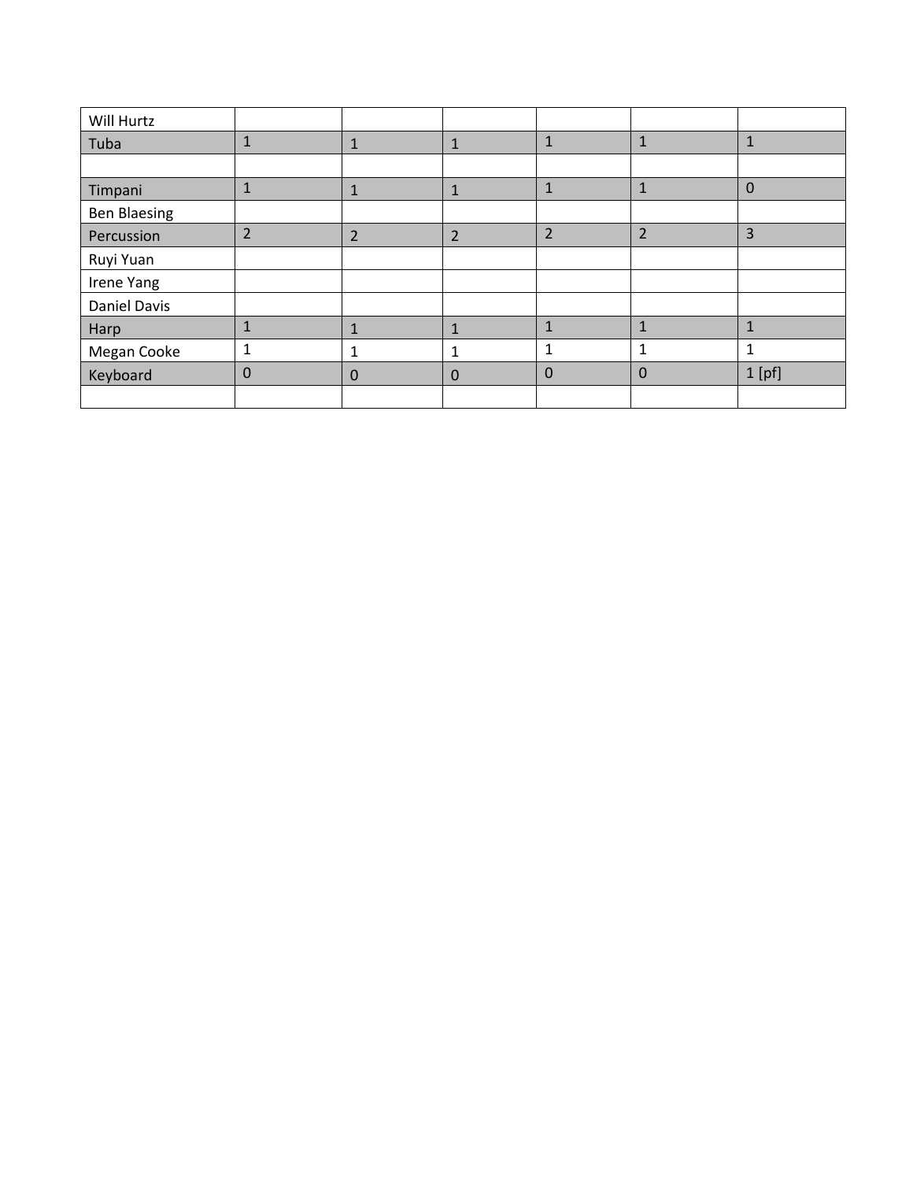| | | | | | | |
|---|---|---|---|---|---|---|
| Will Hurtz | | | | | | |
| Tuba | 1 | 1 | 1 | 1 | 1 | 1 |
| | | | | | | |
| Timpani | 1 | 1 | 1 | 1 | 1 | 0 |
| Ben Blaesing | | | | | | |
| Percussion | 2 | 2 | 2 | 2 | 2 | 3 |
| Ruyi Yuan | | | | | | |
| Irene Yang | | | | | | |
| Daniel Davis | | | | | | |
| Harp | 1 | 1 | 1 | 1 | 1 | 1 |
| Megan Cooke | 1 | 1 | 1 | 1 | 1 | 1 |
| Keyboard | 0 | 0 | 0 | 0 | 0 | 1 [pf] |
| | | | | | | |